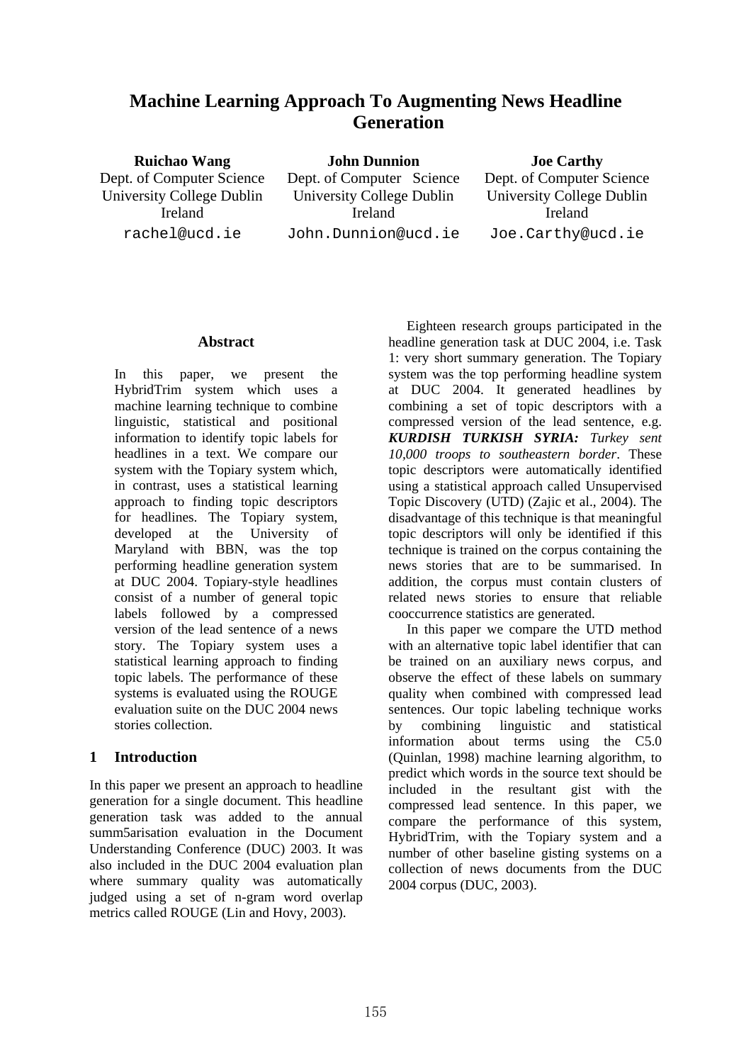// Machine Learning Approach To Augmenting News Headline Generation

**Ruichao Wang**
Dept. of Computer Science
University College Dublin
Ireland
rachel@ucd.ie

**John Dunnion**
Dept. of Computer Science
University College Dublin
Ireland
John.Dunnion@ucd.ie

**Joe Carthy**
Dept. of Computer Science
University College Dublin
Ireland
Joe.Carthy@ucd.ie

## Abstract

In this paper, we present the HybridTrim system which uses a machine learning technique to combine linguistic, statistical and positional information to identify topic labels for headlines in a text. We compare our system with the Topiary system which, in contrast, uses a statistical learning approach to finding topic descriptors for headlines. The Topiary system, developed at the University of Maryland with BBN, was the top performing headline generation system at DUC 2004. Topiary-style headlines consist of a number of general topic labels followed by a compressed version of the lead sentence of a news story. The Topiary system uses a statistical learning approach to finding topic labels. The performance of these systems is evaluated using the ROUGE evaluation suite on the DUC 2004 news stories collection.

## 1 Introduction

In this paper we present an approach to headline generation for a single document. This headline generation task was added to the annual summ5arisation evaluation in the Document Understanding Conference (DUC) 2003. It was also included in the DUC 2004 evaluation plan where summary quality was automatically judged using a set of n-gram word overlap metrics called ROUGE (Lin and Hovy, 2003).

Eighteen research groups participated in the headline generation task at DUC 2004, i.e. Task 1: very short summary generation. The Topiary system was the top performing headline system at DUC 2004. It generated headlines by combining a set of topic descriptors with a compressed version of the lead sentence, e.g. ***KURDISH TURKISH SYRIA:*** *Turkey sent 10,000 troops to southeastern border*. These topic descriptors were automatically identified using a statistical approach called Unsupervised Topic Discovery (UTD) (Zajic et al., 2004). The disadvantage of this technique is that meaningful topic descriptors will only be identified if this technique is trained on the corpus containing the news stories that are to be summarised. In addition, the corpus must contain clusters of related news stories to ensure that reliable cooccurrence statistics are generated.

In this paper we compare the UTD method with an alternative topic label identifier that can be trained on an auxiliary news corpus, and observe the effect of these labels on summary quality when combined with compressed lead sentences. Our topic labeling technique works by combining linguistic and statistical information about terms using the C5.0 (Quinlan, 1998) machine learning algorithm, to predict which words in the source text should be included in the resultant gist with the compressed lead sentence. In this paper, we compare the performance of this system, HybridTrim, with the Topiary system and a number of other baseline gisting systems on a collection of news documents from the DUC 2004 corpus (DUC, 2003).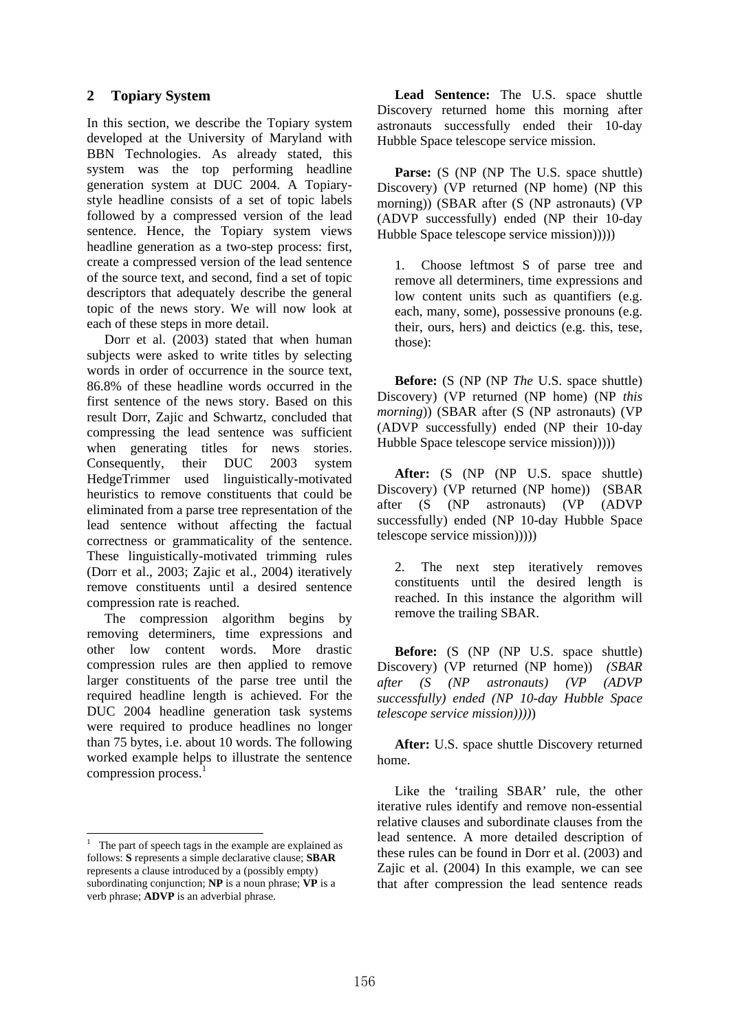## 2 Topiary System

In this section, we describe the Topiary system developed at the University of Maryland with BBN Technologies. As already stated, this system was the top performing headline generation system at DUC 2004. A Topiary-style headline consists of a set of topic labels followed by a compressed version of the lead sentence. Hence, the Topiary system views headline generation as a two-step process: first, create a compressed version of the lead sentence of the source text, and second, find a set of topic descriptors that adequately describe the general topic of the news story. We will now look at each of these steps in more detail.

Dorr et al. (2003) stated that when human subjects were asked to write titles by selecting words in order of occurrence in the source text, 86.8% of these headline words occurred in the first sentence of the news story. Based on this result Dorr, Zajic and Schwartz, concluded that compressing the lead sentence was sufficient when generating titles for news stories. Consequently, their DUC 2003 system HedgeTrimmer used linguistically-motivated heuristics to remove constituents that could be eliminated from a parse tree representation of the lead sentence without affecting the factual correctness or grammaticality of the sentence. These linguistically-motivated trimming rules (Dorr et al., 2003; Zajic et al., 2004) iteratively remove constituents until a desired sentence compression rate is reached.

The compression algorithm begins by removing determiners, time expressions and other low content words. More drastic compression rules are then applied to remove larger constituents of the parse tree until the required headline length is achieved. For the DUC 2004 headline generation task systems were required to produce headlines no longer than 75 bytes, i.e. about 10 words. The following worked example helps to illustrate the sentence compression process.[1]

**Lead Sentence:** The U.S. space shuttle Discovery returned home this morning after astronauts successfully ended their 10-day Hubble Space telescope service mission.

**Parse:** (S (NP (NP The U.S. space shuttle) Discovery) (VP returned (NP home) (NP this morning)) (SBAR after (S (NP astronauts) (VP (ADVP successfully) ended (NP their 10-day Hubble Space telescope service mission)))))

1. Choose leftmost S of parse tree and remove all determiners, time expressions and low content units such as quantifiers (e.g. each, many, some), possessive pronouns (e.g. their, ours, hers) and deictics (e.g. this, tese, those):

**Before:** (S (NP (NP *The* U.S. space shuttle) Discovery) (VP returned (NP home) (NP *this morning*)) (SBAR after (S (NP astronauts) (VP (ADVP successfully) ended (NP their 10-day Hubble Space telescope service mission)))))

**After:** (S (NP (NP U.S. space shuttle) Discovery) (VP returned (NP home)) (SBAR after (S (NP astronauts) (VP (ADVP successfully) ended (NP 10-day Hubble Space telescope service mission)))))

2. The next step iteratively removes constituents until the desired length is reached. In this instance the algorithm will remove the trailing SBAR.

**Before:** (S (NP (NP U.S. space shuttle) Discovery) (VP returned (NP home)) *(SBAR after (S (NP astronauts) (VP (ADVP successfully) ended (NP 10-day Hubble Space telescope service mission)))))*

**After:** U.S. space shuttle Discovery returned home.

Like the 'trailing SBAR' rule, the other iterative rules identify and remove non-essential relative clauses and subordinate clauses from the lead sentence. A more detailed description of these rules can be found in Dorr et al. (2003) and Zajic et al. (2004) In this example, we can see that after compression the lead sentence reads

---

[1] The part of speech tags in the example are explained as follows: **S** represents a simple declarative clause; **SBAR** represents a clause introduced by a (possibly empty) subordinating conjunction; **NP** is a noun phrase; **VP** is a verb phrase; **ADVP** is an adverbial phrase.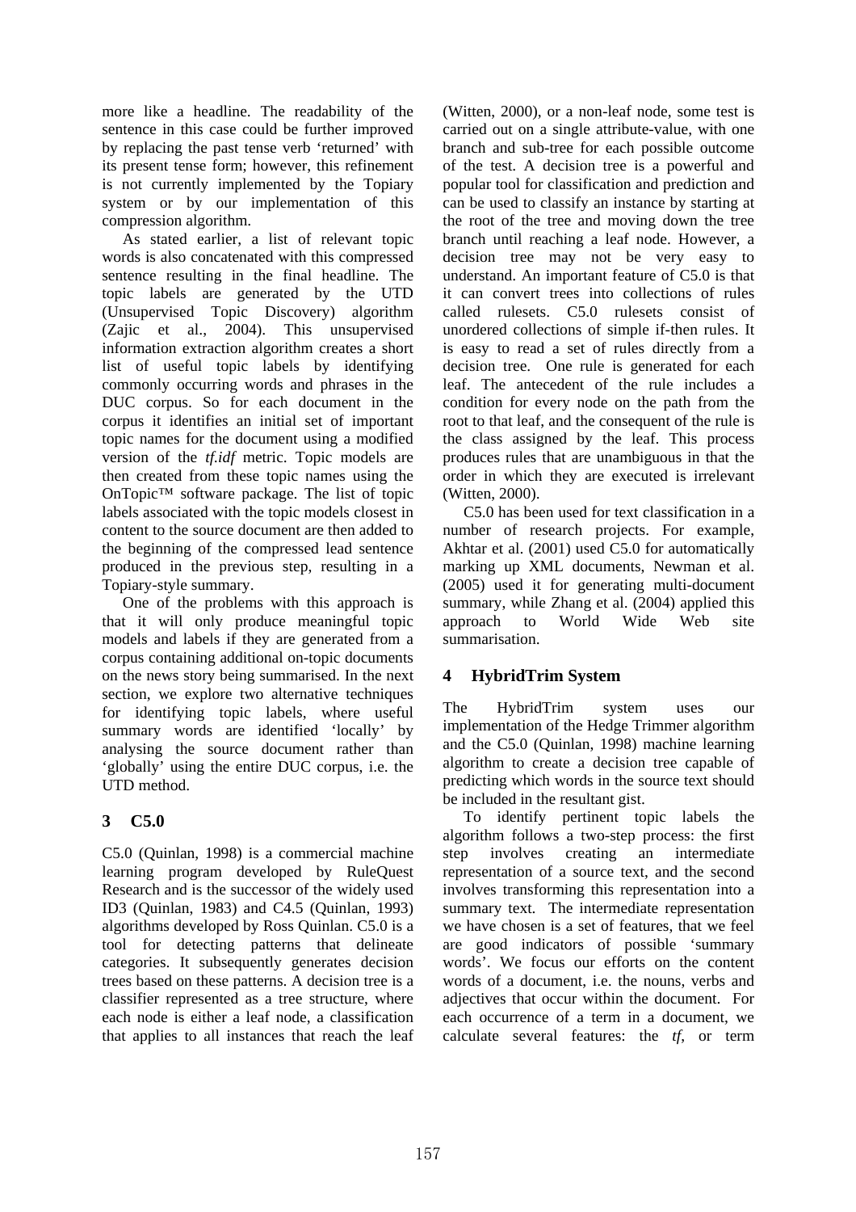more like a headline. The readability of the sentence in this case could be further improved by replacing the past tense verb 'returned' with its present tense form; however, this refinement is not currently implemented by the Topiary system or by our implementation of this compression algorithm.

As stated earlier, a list of relevant topic words is also concatenated with this compressed sentence resulting in the final headline. The topic labels are generated by the UTD (Unsupervised Topic Discovery) algorithm (Zajic et al., 2004). This unsupervised information extraction algorithm creates a short list of useful topic labels by identifying commonly occurring words and phrases in the DUC corpus. So for each document in the corpus it identifies an initial set of important topic names for the document using a modified version of the *tf.idf* metric. Topic models are then created from these topic names using the OnTopic™ software package. The list of topic labels associated with the topic models closest in content to the source document are then added to the beginning of the compressed lead sentence produced in the previous step, resulting in a Topiary-style summary.

One of the problems with this approach is that it will only produce meaningful topic models and labels if they are generated from a corpus containing additional on-topic documents on the news story being summarised. In the next section, we explore two alternative techniques for identifying topic labels, where useful summary words are identified 'locally' by analysing the source document rather than 'globally' using the entire DUC corpus, i.e. the UTD method.

## 3 C5.0

C5.0 (Quinlan, 1998) is a commercial machine learning program developed by RuleQuest Research and is the successor of the widely used ID3 (Quinlan, 1983) and C4.5 (Quinlan, 1993) algorithms developed by Ross Quinlan. C5.0 is a tool for detecting patterns that delineate categories. It subsequently generates decision trees based on these patterns. A decision tree is a classifier represented as a tree structure, where each node is either a leaf node, a classification that applies to all instances that reach the leaf (Witten, 2000), or a non-leaf node, some test is carried out on a single attribute-value, with one branch and sub-tree for each possible outcome of the test. A decision tree is a powerful and popular tool for classification and prediction and can be used to classify an instance by starting at the root of the tree and moving down the tree branch until reaching a leaf node. However, a decision tree may not be very easy to understand. An important feature of C5.0 is that it can convert trees into collections of rules called rulesets. C5.0 rulesets consist of unordered collections of simple if-then rules. It is easy to read a set of rules directly from a decision tree. One rule is generated for each leaf. The antecedent of the rule includes a condition for every node on the path from the root to that leaf, and the consequent of the rule is the class assigned by the leaf. This process produces rules that are unambiguous in that the order in which they are executed is irrelevant (Witten, 2000).

C5.0 has been used for text classification in a number of research projects. For example, Akhtar et al. (2001) used C5.0 for automatically marking up XML documents, Newman et al. (2005) used it for generating multi-document summary, while Zhang et al. (2004) applied this approach to World Wide Web site summarisation.

## 4 HybridTrim System

The HybridTrim system uses our implementation of the Hedge Trimmer algorithm and the C5.0 (Quinlan, 1998) machine learning algorithm to create a decision tree capable of predicting which words in the source text should be included in the resultant gist.

To identify pertinent topic labels the algorithm follows a two-step process: the first step involves creating an intermediate representation of a source text, and the second involves transforming this representation into a summary text. The intermediate representation we have chosen is a set of features, that we feel are good indicators of possible 'summary words'. We focus our efforts on the content words of a document, i.e. the nouns, verbs and adjectives that occur within the document. For each occurrence of a term in a document, we calculate several features: the *tf*, or term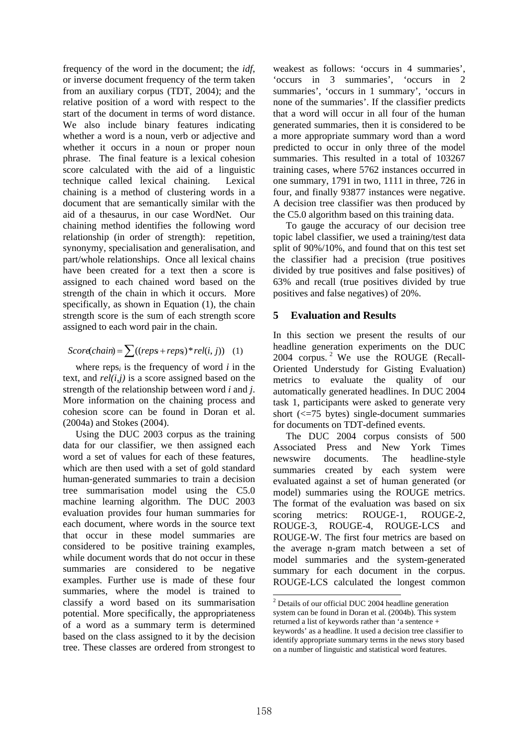frequency of the word in the document; the *idf*, or inverse document frequency of the term taken from an auxiliary corpus (TDT, 2004); and the relative position of a word with respect to the start of the document in terms of word distance. We also include binary features indicating whether a word is a noun, verb or adjective and whether it occurs in a noun or proper noun phrase. The final feature is a lexical cohesion score calculated with the aid of a linguistic technique called lexical chaining. Lexical chaining is a method of clustering words in a document that are semantically similar with the aid of a thesaurus, in our case WordNet. Our chaining method identifies the following word relationship (in order of strength): repetition, synonymy, specialisation and generalisation, and part/whole relationships. Once all lexical chains have been created for a text then a score is assigned to each chained word based on the strength of the chain in which it occurs. More specifically, as shown in Equation (1), the chain strength score is the sum of each strength score assigned to each word pair in the chain.

$$Score(chain) = \sum((reps_i + reps_j) * rel(i,j)) \quad (1)$$

where $reps_i$ is the frequency of word $i$ in the text, and $rel(i,j)$ is a score assigned based on the strength of the relationship between word $i$ and $j$. More information on the chaining process and cohesion score can be found in Doran et al. (2004a) and Stokes (2004).

Using the DUC 2003 corpus as the training data for our classifier, we then assigned each word a set of values for each of these features, which are then used with a set of gold standard human-generated summaries to train a decision tree summarisation model using the C5.0 machine learning algorithm. The DUC 2003 evaluation provides four human summaries for each document, where words in the source text that occur in these model summaries are considered to be positive training examples, while document words that do not occur in these summaries are considered to be negative examples. Further use is made of these four summaries, where the model is trained to classify a word based on its summarisation potential. More specifically, the appropriateness of a word as a summary term is determined based on the class assigned to it by the decision tree. These classes are ordered from strongest to weakest as follows: 'occurs in 4 summaries', 'occurs in 3 summaries', 'occurs in 2 summaries', 'occurs in 1 summary', 'occurs in none of the summaries'. If the classifier predicts that a word will occur in all four of the human generated summaries, then it is considered to be a more appropriate summary word than a word predicted to occur in only three of the model summaries. This resulted in a total of 103267 training cases, where 5762 instances occurred in one summary, 1791 in two, 1111 in three, 726 in four, and finally 93877 instances were negative. A decision tree classifier was then produced by the C5.0 algorithm based on this training data.

To gauge the accuracy of our decision tree topic label classifier, we used a training/test data split of 90%/10%, and found that on this test set the classifier had a precision (true positives divided by true positives and false positives) of 63% and recall (true positives divided by true positives and false negatives) of 20%.

## 5 Evaluation and Results

In this section we present the results of our headline generation experiments on the DUC 2004 corpus.[2] We use the ROUGE (Recall-Oriented Understudy for Gisting Evaluation) metrics to evaluate the quality of our automatically generated headlines. In DUC 2004 task 1, participants were asked to generate very short (<=75 bytes) single-document summaries for documents on TDT-defined events.

The DUC 2004 corpus consists of 500 Associated Press and New York Times newswire documents. The headline-style summaries created by each system were evaluated against a set of human generated (or model) summaries using the ROUGE metrics. The format of the evaluation was based on six scoring metrics: ROUGE-1, ROUGE-2, ROUGE-3, ROUGE-4, ROUGE-LCS and ROUGE-W. The first four metrics are based on the average n-gram match between a set of model summaries and the system-generated summary for each document in the corpus. ROUGE-LCS calculated the longest common

[2] Details of our official DUC 2004 headline generation system can be found in Doran et al. (2004b). This system returned a list of keywords rather than 'a sentence + keywords' as a headline. It used a decision tree classifier to identify appropriate summary terms in the news story based on a number of linguistic and statistical word features.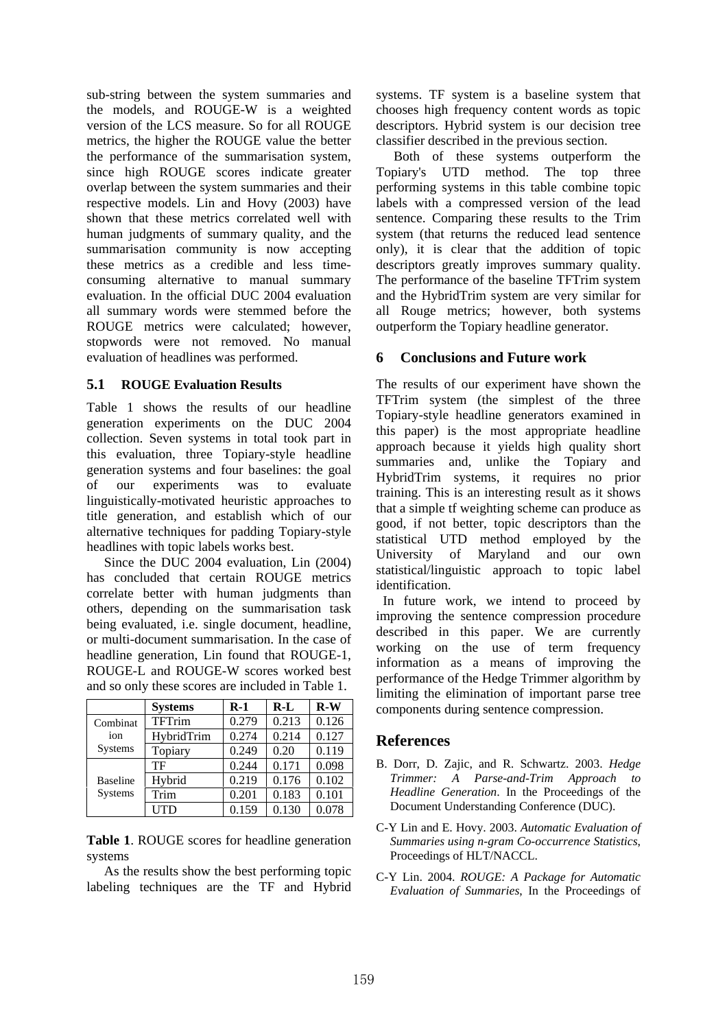sub-string between the system summaries and the models, and ROUGE-W is a weighted version of the LCS measure. So for all ROUGE metrics, the higher the ROUGE value the better the performance of the summarisation system, since high ROUGE scores indicate greater overlap between the system summaries and their respective models. Lin and Hovy (2003) have shown that these metrics correlated well with human judgments of summary quality, and the summarisation community is now accepting these metrics as a credible and less time-consuming alternative to manual summary evaluation. In the official DUC 2004 evaluation all summary words were stemmed before the ROUGE metrics were calculated; however, stopwords were not removed. No manual evaluation of headlines was performed.

### 5.1 ROUGE Evaluation Results

Table 1 shows the results of our headline generation experiments on the DUC 2004 collection. Seven systems in total took part in this evaluation, three Topiary-style headline generation systems and four baselines: the goal of our experiments was to evaluate linguistically-motivated heuristic approaches to title generation, and establish which of our alternative techniques for padding Topiary-style headlines with topic labels works best.

Since the DUC 2004 evaluation, Lin (2004) has concluded that certain ROUGE metrics correlate better with human judgments than others, depending on the summarisation task being evaluated, i.e. single document, headline, or multi-document summarisation. In the case of headline generation, Lin found that ROUGE-1, ROUGE-L and ROUGE-W scores worked best and so only these scores are included in Table 1.

| | Systems | R-1 | R-L | R-W |
|---|---|---|---|---|
| Combination Systems | TFTrim | 0.279 | 0.213 | 0.126 |
| | HybridTrim | 0.274 | 0.214 | 0.127 |
| | Topiary | 0.249 | 0.20 | 0.119 |
| Baseline Systems | TF | 0.244 | 0.171 | 0.098 |
| | Hybrid | 0.219 | 0.176 | 0.102 |
| | Trim | 0.201 | 0.183 | 0.101 |
| | UTD | 0.159 | 0.130 | 0.078 |

**Table 1**. ROUGE scores for headline generation systems

As the results show the best performing topic labeling techniques are the TF and Hybrid systems. TF system is a baseline system that chooses high frequency content words as topic descriptors. Hybrid system is our decision tree classifier described in the previous section.

Both of these systems outperform the Topiary's UTD method. The top three performing systems in this table combine topic labels with a compressed version of the lead sentence. Comparing these results to the Trim system (that returns the reduced lead sentence only), it is clear that the addition of topic descriptors greatly improves summary quality. The performance of the baseline TFTrim system and the HybridTrim system are very similar for all Rouge metrics; however, both systems outperform the Topiary headline generator.

## 6 Conclusions and Future work

The results of our experiment have shown the TFTrim system (the simplest of the three Topiary-style headline generators examined in this paper) is the most appropriate headline approach because it yields high quality short summaries and, unlike the Topiary and HybridTrim systems, it requires no prior training. This is an interesting result as it shows that a simple tf weighting scheme can produce as good, if not better, topic descriptors than the statistical UTD method employed by the University of Maryland and our own statistical/linguistic approach to topic label identification.

In future work, we intend to proceed by improving the sentence compression procedure described in this paper. We are currently working on the use of term frequency information as a means of improving the performance of the Hedge Trimmer algorithm by limiting the elimination of important parse tree components during sentence compression.

## References

B. Dorr, D. Zajic, and R. Schwartz. 2003. *Hedge Trimmer: A Parse-and-Trim Approach to Headline Generation*. In the Proceedings of the Document Understanding Conference (DUC).

C-Y Lin and E. Hovy. 2003. *Automatic Evaluation of Summaries using n-gram Co-occurrence Statistics*, Proceedings of HLT/NACCL.

C-Y Lin. 2004. *ROUGE: A Package for Automatic Evaluation of Summaries*, In the Proceedings of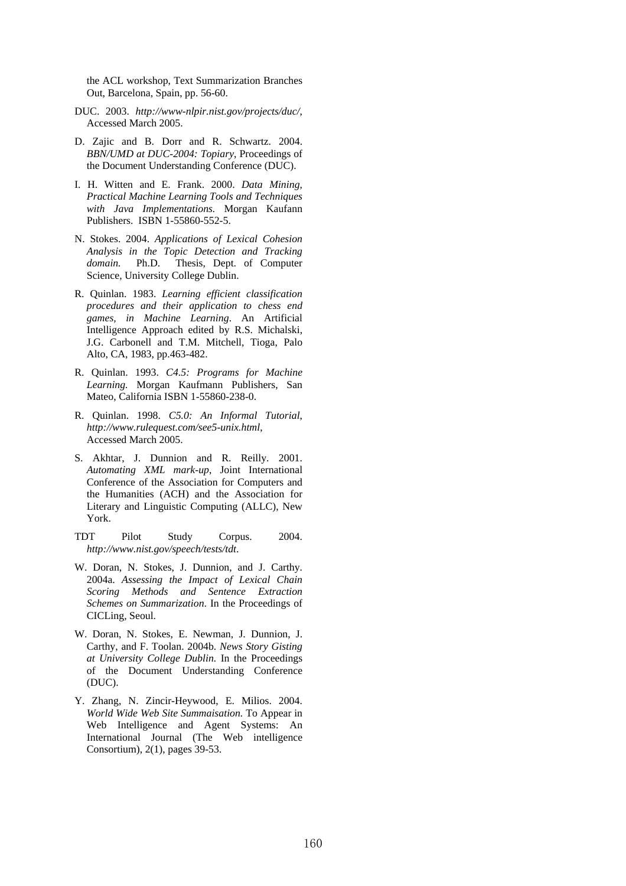the ACL workshop, Text Summarization Branches Out, Barcelona, Spain, pp. 56-60.

DUC. 2003. *http://www-nlpir.nist.gov/projects/duc/*, Accessed March 2005.

D. Zajic and B. Dorr and R. Schwartz. 2004. *BBN/UMD at DUC-2004: Topiary*, Proceedings of the Document Understanding Conference (DUC).

I. H. Witten and E. Frank. 2000. *Data Mining, Practical Machine Learning Tools and Techniques with Java Implementations.* Morgan Kaufann Publishers. ISBN 1-55860-552-5.

N. Stokes. 2004. *Applications of Lexical Cohesion Analysis in the Topic Detection and Tracking domain.* Ph.D. Thesis, Dept. of Computer Science, University College Dublin.

R. Quinlan. 1983. *Learning efficient classification procedures and their application to chess end games, in Machine Learning*. An Artificial Intelligence Approach edited by R.S. Michalski, J.G. Carbonell and T.M. Mitchell, Tioga, Palo Alto, CA, 1983, pp.463-482.

R. Quinlan. 1993. *C4.5: Programs for Machine Learning.* Morgan Kaufmann Publishers, San Mateo, California ISBN 1-55860-238-0.

R. Quinlan. 1998. *C5.0: An Informal Tutorial*, *http://www.rulequest.com/see5-unix.html*, Accessed March 2005.

S. Akhtar, J. Dunnion and R. Reilly. 2001. *Automating XML mark-up*, Joint International Conference of the Association for Computers and the Humanities (ACH) and the Association for Literary and Linguistic Computing (ALLC), New York.

TDT Pilot Study Corpus. 2004. *http://www.nist.gov/speech/tests/tdt*.

W. Doran, N. Stokes, J. Dunnion, and J. Carthy. 2004a. *Assessing the Impact of Lexical Chain Scoring Methods and Sentence Extraction Schemes on Summarization.* In the Proceedings of CICLing, Seoul.

W. Doran, N. Stokes, E. Newman, J. Dunnion, J. Carthy, and F. Toolan. 2004b. *News Story Gisting at University College Dublin.* In the Proceedings of the Document Understanding Conference (DUC).

Y. Zhang, N. Zincir-Heywood, E. Milios. 2004. *World Wide Web Site Summaisation.* To Appear in Web Intelligence and Agent Systems: An International Journal (The Web intelligence Consortium), 2(1), pages 39-53.